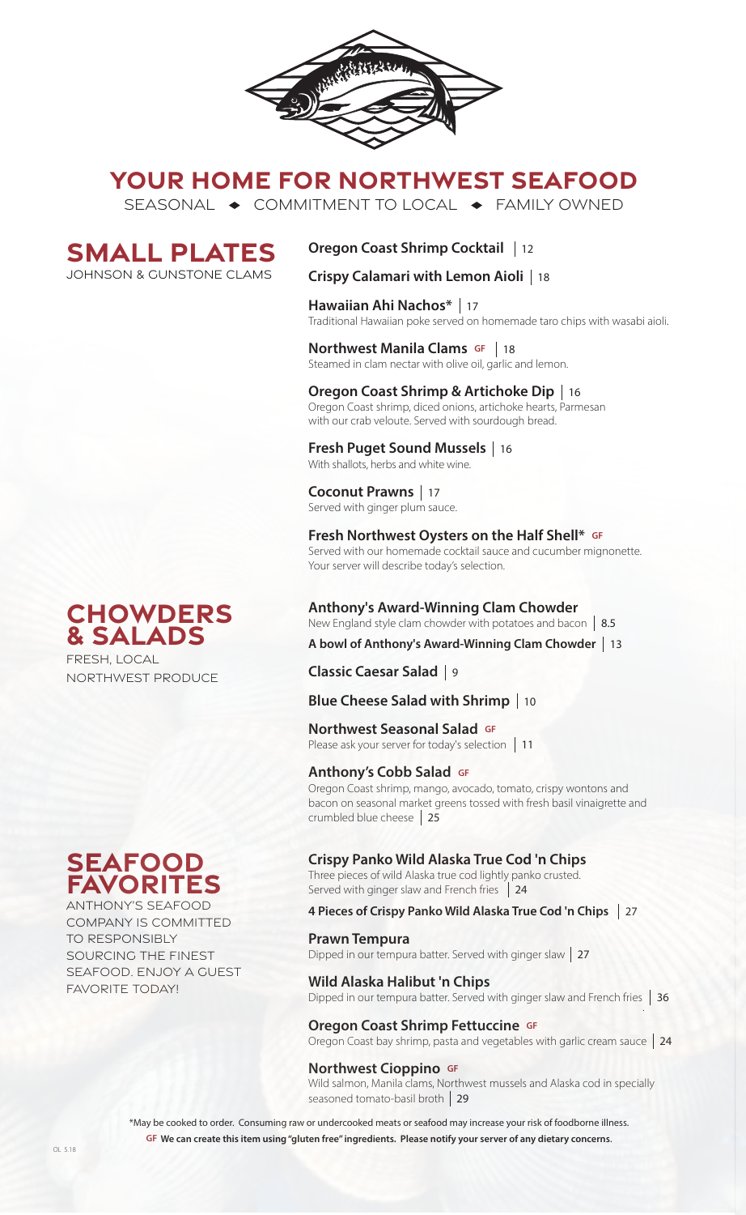# YOUR HOME FOR NORTHWEST SEAFOOD

SEASONAL ◆ COMMITMENT TO LOCAL ◆ FAMILY OWNED

## SMALL PLATES

JOHNSON & GUNSTONE CLAMS

**Oregon Coast Shrimp Cocktail** | 12

**Crispy Calamari with Lemon Aioli** | 18

**Hawaiian Ahi Nachos*** | 17
Traditional Hawaiian poke served on homemade taro chips with wasabi aioli.

**Northwest Manila Clams** GF | 18
Steamed in clam nectar with olive oil, garlic and lemon.

**Oregon Coast Shrimp & Artichoke Dip** | 16
Oregon Coast shrimp, diced onions, artichoke hearts, Parmesan with our crab veloute. Served with sourdough bread.

**Fresh Puget Sound Mussels** | 16
With shallots, herbs and white wine.

**Coconut Prawns** | 17
Served with ginger plum sauce.

**Fresh Northwest Oysters on the Half Shell*** GF
Served with our homemade cocktail sauce and cucumber mignonette. Your server will describe today's selection.

## CHOWDERS & SALADS

FRESH, LOCAL NORTHWEST PRODUCE

**Anthony's Award-Winning Clam Chowder**
New England style clam chowder with potatoes and bacon | 8.5

**A bowl of Anthony's Award-Winning Clam Chowder** | 13

**Classic Caesar Salad** | 9

**Blue Cheese Salad with Shrimp** | 10

**Northwest Seasonal Salad** GF
Please ask your server for today's selection | 11

**Anthony's Cobb Salad** GF
Oregon Coast shrimp, mango, avocado, tomato, crispy wontons and bacon on seasonal market greens tossed with fresh basil vinaigrette and crumbled blue cheese | 25

## SEAFOOD FAVORITES

ANTHONY'S SEAFOOD COMPANY IS COMMITTED TO RESPONSIBLY SOURCING THE FINEST SEAFOOD. ENJOY A GUEST FAVORITE TODAY!

**Crispy Panko Wild Alaska True Cod 'n Chips**
Three pieces of wild Alaska true cod lightly panko crusted. Served with ginger slaw and French fries | 24

**4 Pieces of Crispy Panko Wild Alaska True Cod 'n Chips** | 27

**Prawn Tempura**
Dipped in our tempura batter. Served with ginger slaw | 27

**Wild Alaska Halibut 'n Chips**
Dipped in our tempura batter. Served with ginger slaw and French fries | 36

**Oregon Coast Shrimp Fettuccine** GF
Oregon Coast bay shrimp, pasta and vegetables with garlic cream sauce | 24

**Northwest Cioppino** GF
Wild salmon, Manila clams, Northwest mussels and Alaska cod in specially seasoned tomato-basil broth | 29

*May be cooked to order. Consuming raw or undercooked meats or seafood may increase your risk of foodborne illness.

**GF We can create this item using "gluten free" ingredients. Please notify your server of any dietary concerns.**

OL 5.18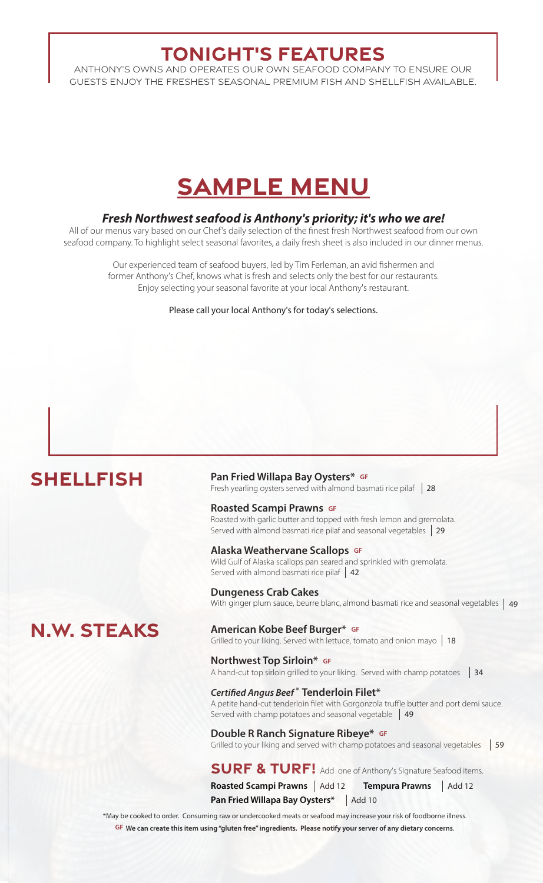# TONIGHT'S FEATURES

ANTHONY'S OWNS AND OPERATES OUR OWN SEAFOOD COMPANY TO ENSURE OUR GUESTS ENJOY THE FRESHEST SEASONAL PREMIUM FISH AND SHELLFISH AVAILABLE.

# SAMPLE MENU

***Fresh Northwest seafood is Anthony's priority; it's who we are!***

All of our menus vary based on our Chef's daily selection of the finest fresh Northwest seafood from our own seafood company. To highlight select seasonal favorites, a daily fresh sheet is also included in our dinner menus.

Our experienced team of seafood buyers, led by Tim Ferleman, an avid fishermen and former Anthony's Chef, knows what is fresh and selects only the best for our restaurants. Enjoy selecting your seasonal favorite at your local Anthony's restaurant.

Please call your local Anthony's for today's selections.

## SHELLFISH

**Pan Fried Willapa Bay Oysters*** GF
Fresh yearling oysters served with almond basmati rice pilaf | 28

**Roasted Scampi Prawns** GF
Roasted with garlic butter and topped with fresh lemon and gremolata. Served with almond basmati rice pilaf and seasonal vegetables | 29

**Alaska Weathervane Scallops** GF
Wild Gulf of Alaska scallops pan seared and sprinkled with gremolata. Served with almond basmati rice pilaf | 42

**Dungeness Crab Cakes**
With ginger plum sauce, beurre blanc, almond basmati rice and seasonal vegetables | 49

## N.W. STEAKS

**American Kobe Beef Burger*** GF
Grilled to your liking. Served with lettuce, tomato and onion mayo | 18

**Northwest Top Sirloin*** GF
A hand-cut top sirloin grilled to your liking. Served with champ potatoes | 34

***Certified Angus Beef*® Tenderloin Filet***
A petite hand-cut tenderloin filet with Gorgonzola truffle butter and port demi sauce. Served with champ potatoes and seasonal vegetable | 49

**Double R Ranch Signature Ribeye*** GF
Grilled to your liking and served with champ potatoes and seasonal vegetables | 59

## SURF & TURF!

Add one of Anthony's Signature Seafood items.

**Roasted Scampi Prawns** | Add 12 **Tempura Prawns** | Add 12
**Pan Fried Willapa Bay Oysters*** | Add 10

*May be cooked to order. Consuming raw or undercooked meats or seafood may increase your risk of foodborne illness.

**GF We can create this item using "gluten free" ingredients. Please notify your server of any dietary concerns.**